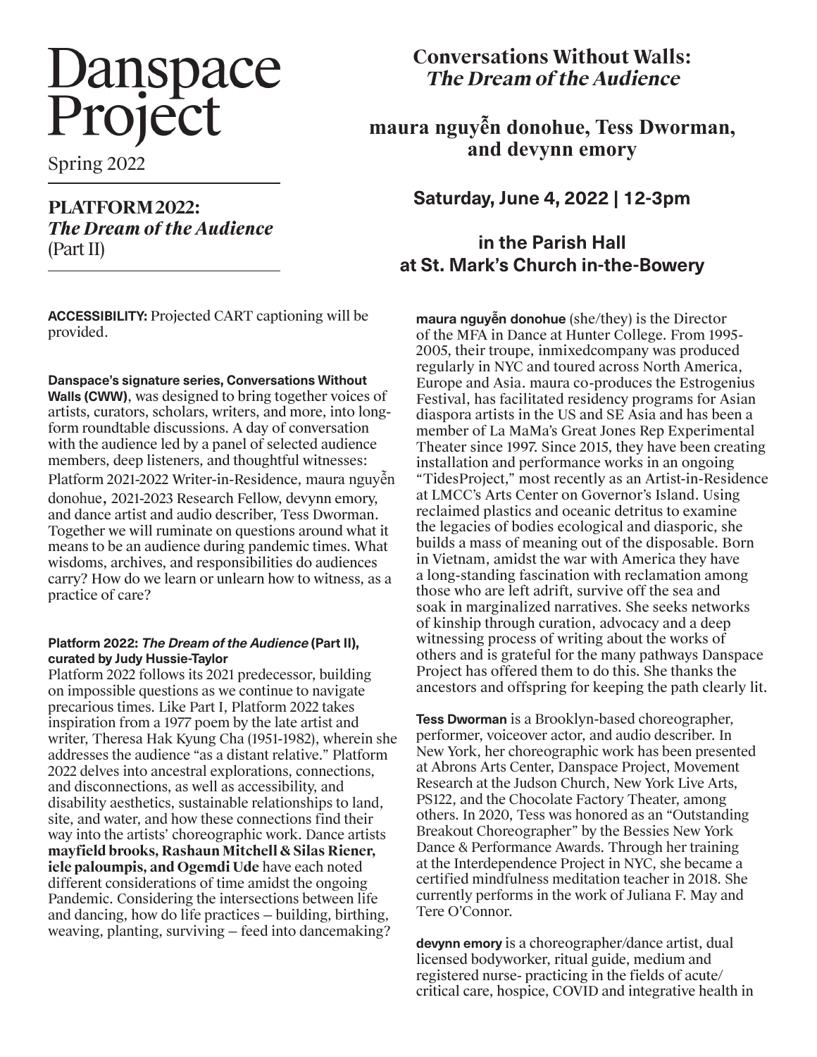# Danspace Project

Spring 2022

## PLATFORM 2022: *The Dream of the Audience* (Part II)

# Conversations Without Walls: *The Dream of the Audience*

## maura nguyễn donohue, Tess Dworman, and devynn emory

### Saturday, June 4, 2022 | 12-3pm

### in the Parish Hall at St. Mark's Church in-the-Bowery

**ACCESSIBILITY:** Projected CART captioning will be provided.

**Danspace's signature series, Conversations Without Walls (CWW)**, was designed to bring together voices of artists, curators, scholars, writers, and more, into long-form roundtable discussions. A day of conversation with the audience led by a panel of selected audience members, deep listeners, and thoughtful witnesses: Platform 2021-2022 Writer-in-Residence, maura nguyễn donohue, 2021-2023 Research Fellow, devynn emory, and dance artist and audio describer, Tess Dworman. Together we will ruminate on questions around what it means to be an audience during pandemic times. What wisdoms, archives, and responsibilities do audiences carry? How do we learn or unlearn how to witness, as a practice of care?

**Platform 2022: *The Dream of the Audience* (Part II), curated by Judy Hussie-Taylor**

Platform 2022 follows its 2021 predecessor, building on impossible questions as we continue to navigate precarious times. Like Part I, Platform 2022 takes inspiration from a 1977 poem by the late artist and writer, Theresa Hak Kyung Cha (1951-1982), wherein she addresses the audience "as a distant relative." Platform 2022 delves into ancestral explorations, connections, and disconnections, as well as accessibility, and disability aesthetics, sustainable relationships to land, site, and water, and how these connections find their way into the artists' choreographic work. Dance artists **mayfield brooks, Rashaun Mitchell & Silas Riener, iele paloumpis, and Ogemdi Ude** have each noted different considerations of time amidst the ongoing Pandemic. Considering the intersections between life and dancing, how do life practices – building, birthing, weaving, planting, surviving – feed into dancemaking?

**maura nguyễn donohue** (she/they) is the Director of the MFA in Dance at Hunter College. From 1995-2005, their troupe, inmixedcompany was produced regularly in NYC and toured across North America, Europe and Asia. maura co-produces the Estrogenius Festival, has facilitated residency programs for Asian diaspora artists in the US and SE Asia and has been a member of La MaMa's Great Jones Rep Experimental Theater since 1997. Since 2015, they have been creating installation and performance works in an ongoing "TidesProject," most recently as an Artist-in-Residence at LMCC's Arts Center on Governor's Island. Using reclaimed plastics and oceanic detritus to examine the legacies of bodies ecological and diasporic, she builds a mass of meaning out of the disposable. Born in Vietnam, amidst the war with America they have a long-standing fascination with reclamation among those who are left adrift, survive off the sea and soak in marginalized narratives. She seeks networks of kinship through curation, advocacy and a deep witnessing process of writing about the works of others and is grateful for the many pathways Danspace Project has offered them to do this. She thanks the ancestors and offspring for keeping the path clearly lit.

**Tess Dworman** is a Brooklyn-based choreographer, performer, voiceover actor, and audio describer. In New York, her choreographic work has been presented at Abrons Arts Center, Danspace Project, Movement Research at the Judson Church, New York Live Arts, PS122, and the Chocolate Factory Theater, among others. In 2020, Tess was honored as an "Outstanding Breakout Choreographer" by the Bessies New York Dance & Performance Awards. Through her training at the Interdependence Project in NYC, she became a certified mindfulness meditation teacher in 2018. She currently performs in the work of Juliana F. May and Tere O'Connor.

**devynn emory** is a choreographer/dance artist, dual licensed bodyworker, ritual guide, medium and registered nurse- practicing in the fields of acute/critical care, hospice, COVID and integrative health in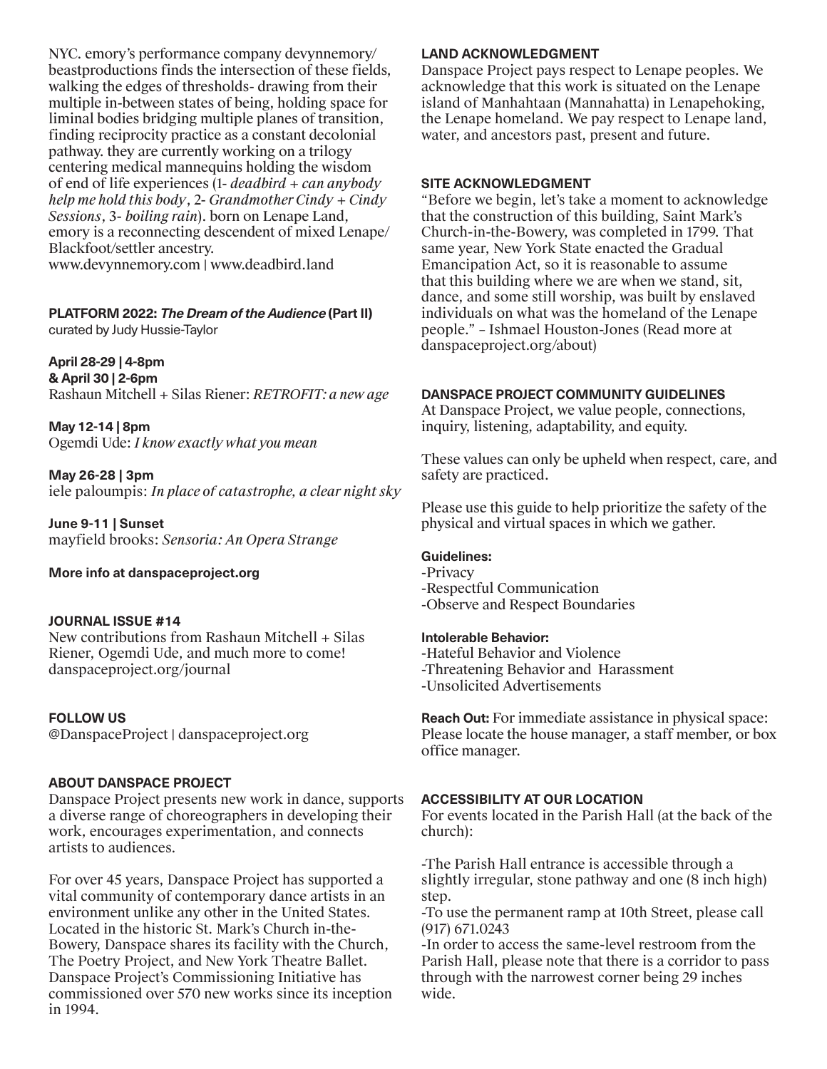NYC. emory's performance company devynnemory/beastproductions finds the intersection of these fields, walking the edges of thresholds- drawing from their multiple in-between states of being, holding space for liminal bodies bridging multiple planes of transition, finding reciprocity practice as a constant decolonial pathway. they are currently working on a trilogy centering medical mannequins holding the wisdom of end of life experiences (1- *deadbird + can anybody help me hold this body*, 2- *Grandmother Cindy + Cindy Sessions*, 3- *boiling rain*). born on Lenape Land, emory is a reconnecting descendent of mixed Lenape/Blackfoot/settler ancestry.
www.devynnemory.com | www.deadbird.land

**PLATFORM 2022: *The Dream of the Audience* (Part II)**
curated by Judy Hussie-Taylor

**April 28-29 | 4-8pm**
**& April 30 | 2-6pm**
Rashaun Mitchell + Silas Riener: *RETROFIT: a new age*

**May 12-14 | 8pm**
Ogemdi Ude: *I know exactly what you mean*

**May 26-28 | 3pm**
iele paloumpis: *In place of catastrophe, a clear night sky*

**June 9-11 | Sunset**
mayfield brooks: *Sensoria: An Opera Strange*

**More info at danspaceproject.org**

### JOURNAL ISSUE #14

New contributions from Rashaun Mitchell + Silas Riener, Ogemdi Ude, and much more to come!
danspaceproject.org/journal

### FOLLOW US

@DanspaceProject | danspaceproject.org

### ABOUT DANSPACE PROJECT

Danspace Project presents new work in dance, supports a diverse range of choreographers in developing their work, encourages experimentation, and connects artists to audiences.

For over 45 years, Danspace Project has supported a vital community of contemporary dance artists in an environment unlike any other in the United States. Located in the historic St. Mark's Church in-the-Bowery, Danspace shares its facility with the Church, The Poetry Project, and New York Theatre Ballet. Danspace Project's Commissioning Initiative has commissioned over 570 new works since its inception in 1994.

### LAND ACKNOWLEDGMENT

Danspace Project pays respect to Lenape peoples. We acknowledge that this work is situated on the Lenape island of Manhahtaan (Mannahatta) in Lenapehoking, the Lenape homeland. We pay respect to Lenape land, water, and ancestors past, present and future.

### SITE ACKNOWLEDGMENT

"Before we begin, let's take a moment to acknowledge that the construction of this building, Saint Mark's Church-in-the-Bowery, was completed in 1799. That same year, New York State enacted the Gradual Emancipation Act, so it is reasonable to assume that this building where we are when we stand, sit, dance, and some still worship, was built by enslaved individuals on what was the homeland of the Lenape people." – Ishmael Houston-Jones (Read more at danspaceproject.org/about)

### DANSPACE PROJECT COMMUNITY GUIDELINES

At Danspace Project, we value people, connections, inquiry, listening, adaptability, and equity.

These values can only be upheld when respect, care, and safety are practiced.

Please use this guide to help prioritize the safety of the physical and virtual spaces in which we gather.

**Guidelines:**

-Privacy
-Respectful Communication
-Observe and Respect Boundaries

**Intolerable Behavior:**

-Hateful Behavior and Violence
-Threatening Behavior and Harassment
-Unsolicited Advertisements

**Reach Out:** For immediate assistance in physical space: Please locate the house manager, a staff member, or box office manager.

### ACCESSIBILITY AT OUR LOCATION

For events located in the Parish Hall (at the back of the church):

-The Parish Hall entrance is accessible through a slightly irregular, stone pathway and one (8 inch high) step.
-To use the permanent ramp at 10th Street, please call (917) 671.0243
-In order to access the same-level restroom from the Parish Hall, please note that there is a corridor to pass through with the narrowest corner being 29 inches wide.